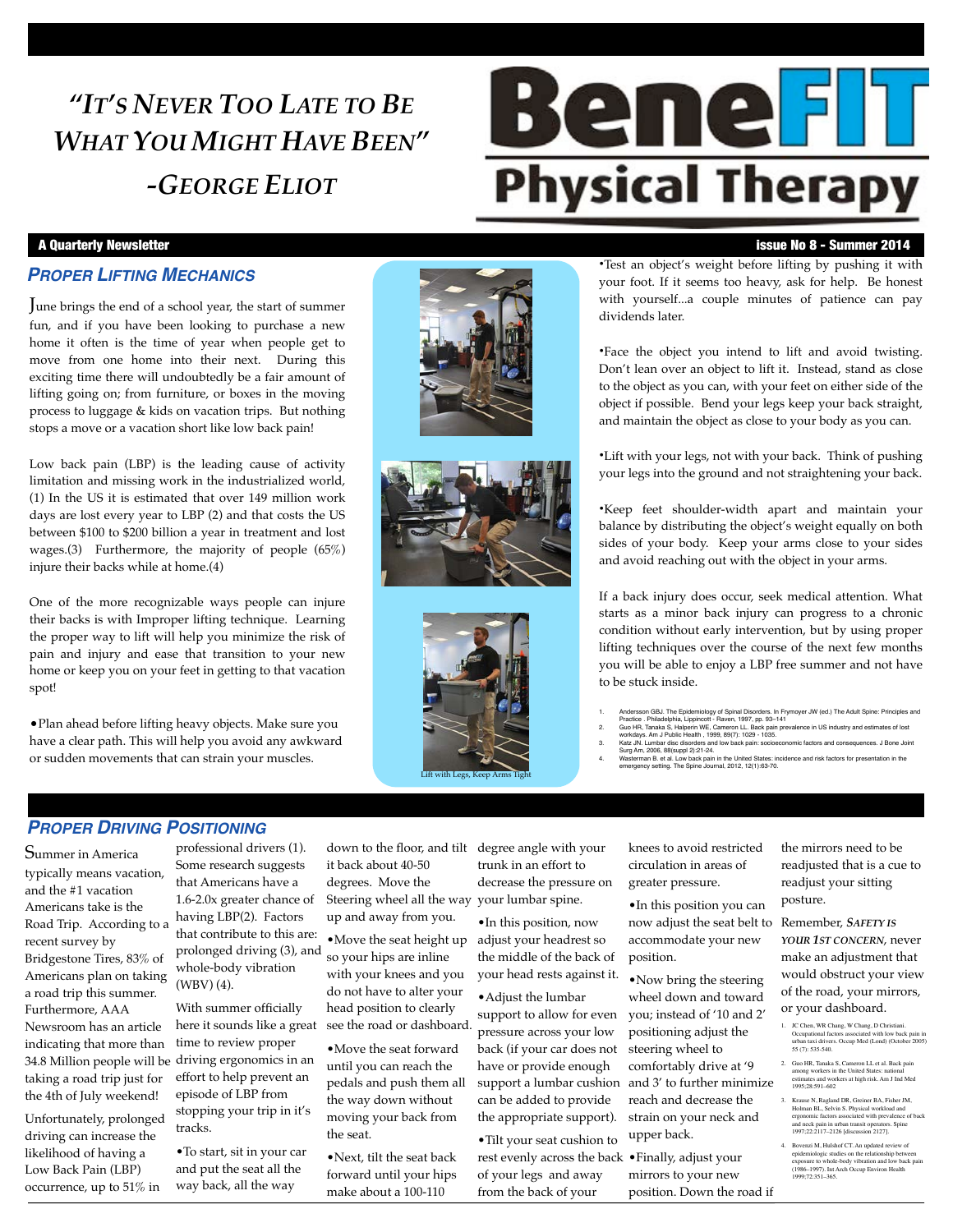*"It's Never Too Late to Be What You Might Have Been"*
*-George Eliot*

# BeneFIT Physical Therapy

**A Quarterly Newsletter** — **issue No 8 - Summer 2014**

## *Proper Lifting Mechanics*

June brings the end of a school year, the start of summer fun, and if you have been looking to purchase a new home it often is the time of year when people get to move from one home into their next. During this exciting time there will undoubtedly be a fair amount of lifting going on; from furniture, or boxes in the moving process to luggage & kids on vacation trips. But nothing stops a move or a vacation short like low back pain!

Low back pain (LBP) is the leading cause of activity limitation and missing work in the industrialized world, (1) In the US it is estimated that over 149 million work days are lost every year to LBP (2) and that costs the US between $100 to $200 billion a year in treatment and lost wages.(3) Furthermore, the majority of people (65%) injure their backs while at home.(4)

One of the more recognizable ways people can injure their backs is with Improper lifting technique. Learning the proper way to lift will help you minimize the risk of pain and injury and ease that transition to your new home or keep you on your feet in getting to that vacation spot!

- Plan ahead before lifting heavy objects. Make sure you have a clear path. This will help you avoid any awkward or sudden movements that can strain your muscles.

Lift with Legs, Keep Arms Tight

- Test an object's weight before lifting by pushing it with your foot. If it seems too heavy, ask for help. Be honest with yourself...a couple minutes of patience can pay dividends later.

- Face the object you intend to lift and avoid twisting. Don't lean over an object to lift it. Instead, stand as close to the object as you can, with your feet on either side of the object if possible. Bend your legs keep your back straight, and maintain the object as close to your body as you can.

- Lift with your legs, not with your back. Think of pushing your legs into the ground and not straightening your back.

- Keep feet shoulder-width apart and maintain your balance by distributing the object's weight equally on both sides of your body. Keep your arms close to your sides and avoid reaching out with the object in your arms.

If a back injury does occur, seek medical attention. What starts as a minor back injury can progress to a chronic condition without early intervention, but by using proper lifting techniques over the course of the next few months you will be able to enjoy a LBP free summer and not have to be stuck inside.

1. Andersson GBJ. The Epidemiology of Spinal Disorders. In Frymoyer JW (ed.) The Adult Spine: Principles and Practice . Philadelphia, Lippincott - Raven, 1997, pp. 93–141
2. Guo HR, Tanaka S, Halperin WE, Cameron LL. Back pain prevalence in US industry and estimates of lost workdays. Am J Public Health , 1999, 89(7): 1029 - 1035.
3. Katz JN. Lumbar disc disorders and low back pain: socioeconomic factors and consequences. J Bone Joint Surg Am, 2006, 88(suppl 2):21-24.
4. Wasterman B. et al. Low back pain in the United States: incidence and risk factors for presentation in the emergency setting. The Spine Journal, 2012, 12(1):63-70.

## *Proper Driving Positioning*

Summer in America typically means vacation, and the #1 vacation Americans take is the Road Trip. According to a recent survey by Bridgestone Tires, 83% of Americans plan on taking a road trip this summer. Furthermore, AAA Newsroom has an article indicating that more than 34.8 Million people will be taking a road trip just for the 4th of July weekend!

Unfortunately, prolonged driving can increase the likelihood of having a Low Back Pain (LBP) occurrence, up to 51% in professional drivers (1). Some research suggests that Americans have a 1.6-2.0x greater chance of having LBP(2). Factors that contribute to this are: prolonged driving (3), and whole-body vibration (WBV) (4).

With summer officially here it sounds like a great time to review proper driving ergonomics in an effort to help prevent an episode of LBP from stopping your trip in it's tracks.

- To start, sit in your car and put the seat all the way back, all the way down to the floor, and tilt it back about 40-50 degrees. Move the Steering wheel all the way up and away from you.
- Move the seat height up so your hips are inline with your knees and you do not have to alter your head position to clearly see the road or dashboard.
- Move the seat forward until you can reach the pedals and push them all the way down without moving your back from the seat.
- Next, tilt the seat back forward until your hips make about a 100-110 degree angle with your trunk in an effort to decrease the pressure on your lumbar spine.
- In this position, now adjust your headrest so the middle of the back of your head rests against it.
- Adjust the lumbar support to allow for even pressure across your low back (if your car does not have or provide enough support a lumbar cushion can be added to provide the appropriate support).
- Tilt your seat cushion to rest evenly across the back of your legs and away from the back of your knees to avoid restricted circulation in areas of greater pressure.
- In this position you can now adjust the seat belt to accommodate your new position.
- Now bring the steering wheel down and toward you; instead of '10 and 2' positioning adjust the steering wheel to comfortably drive at '9 and 3' to further minimize reach and decrease the strain on your neck and upper back.
- Finally, adjust your mirrors to your new position. Down the road if the mirrors need to be readjusted that is a cue to readjust your sitting posture.

Remember, ***Safety is your 1st concern***, never make an adjustment that would obstruct your view of the road, your mirrors, or your dashboard.

1. JC Chen, WR Chang, W Chang, D Christiani. Occupational factors associated with low back pain in urban taxi drivers. Occup Med (Lond) (October 2005) 55 (7): 535-540.
2. Guo HR, Tanaka S, Cameron LL et al. Back pain among workers in the United States: national estimates and workers at high risk. Am J Ind Med 1995;28:591–602
3. Krause N, Ragland DR, Greiner BA, Fisher JM, Holman BL, Selvin S. Physical workload and ergonomic factors associated with prevalence of back and neck pain in urban transit operators. Spine 1997;22:2117–2126 [discussion 2127].
4. Bovenzi M, Hulshof CT. An updated review of epidemiologic studies on the relationship between exposure to whole-body vibration and low back pain (1986–1997). Int Arch Occup Environ Health 1999;72:351–365.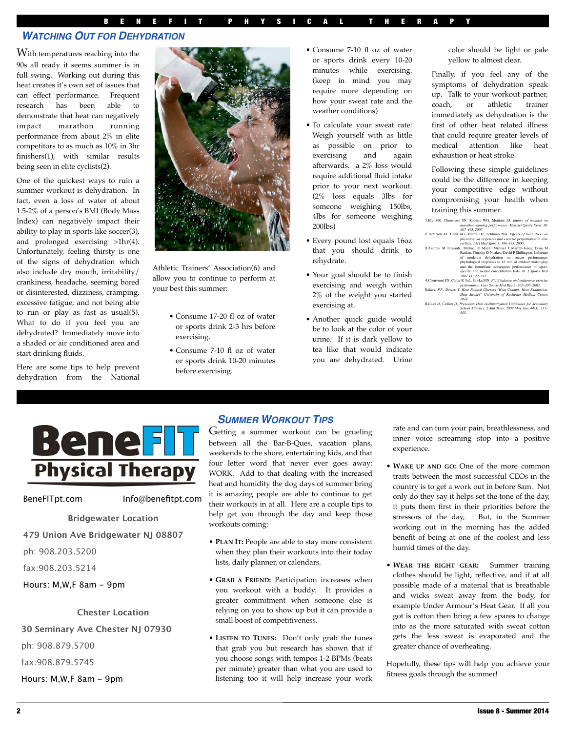## Watching Out for Dehydration

With temperatures reaching into the 90s all ready it seems summer is in full swing. Working out during this heat creates it's own set of issues that can effect performance. Frequent research has been able to demonstrate that heat can negatively impact marathon running performance from about 2% in elite competitors to as much as 10% in 3hr finishers(1), with similar results being seen in elite cyclists(2).

One of the quickest ways to ruin a summer workout is dehydration. In fact, even a loss of water of about 1.5-2% of a person's BMI (Body Mass Index) can negatively impact their ability to play in sports like soccer(3), and prolonged exercising >1hr(4). Unfortunately, feeling thirsty is one of the signs of dehydration which also include dry mouth, irritability/crankiness, headache, seeming bored or disinterested, dizziness, cramping, excessive fatigue, and not being able to run or play as fast as usual(5). What to do if you feel you are dehydrated? Immediately move into a shaded or air conditioned area and start drinking fluids.

Here are some tips to help prevent dehydration from the National Athletic Trainers' Association(6) and allow you to continue to perform at your best this summer:

- Consume 17-20 fl oz of water or sports drink 2-3 hrs before exercising.
- Consume 7-10 fl oz of water or sports drink 10-20 minutes before exercising.
- Consume 7-10 fl oz of water or sports drink every 10-20 minutes while exercising. (keep in mind you may require more depending on how your sweat rate and the weather conditions)
- To calculate your sweat rate: Weigh yourself with as little as possible on prior to exercising and again afterwards. a 2% loss would require additional fluid intake prior to your next workout. (2% loss equals 3lbs for someone weighing 150lbs, 4lbs for someone weighing 200lbs)
- Every pound lost equals 16oz that you should drink to rehydrate.
- Your goal should be to finish exercising and weigh within 2% of the weight you started exercising at.
- Another quick guide would be to look at the color of your urine. If it is dark yellow to tea like that would indicate you are dehydrated. Urine color should be light or pale yellow to almost clear.

Finally, if you feel any of the symptoms of dehydration speak up. Talk to your workout partner, coach, or athletic trainer immediately as dehydration is the first of other heat related illness that could require greater levels of medical attention like heat exhaustion or heat stroke.

Following these simple guidelines could be the difference in keeping your competitive edge without compromising your health when training this summer.

1. Ely MR, Cheuvront SN, Roberts WO, Montain SJ. *Impact of weather on marathon-running performance. Med Sci Sports Exerc 39: 487–493, 2007.*
2. Tatterson AJ, Hahn AG, Martin DT, Febbraio MA. *Effects of heat stress on physiological responses and exercise performance in elite cyclists. J Sci Med Sport 3: 186–193, 2000.*
3. Andrew M Edwards, Michael E Mann, Michael J Marfell-Jones, Dean M Rankin, Timothy D Noakes, David P Shillington. Influence of moderate dehydration on soccer performance: physiological responses to 45 min of outdoor match-play and the immediate subsequent performance of sport-specific and mental concentration tests. *Br J Sports Med 2007;41:385-391*
4. Cheuvront SN, Carter R 3rd., Sawka MN. *Fluid balance and endurance exercise performance. Curr Sports Med Rep 2: 202–208, 2003.*
5. *Bass, P.F., Dozier, T. Heat Related Illnesses (Heat Cramps, Heat Exhaustion, Heat Stroke)" University of Rochester Medical Center. 2014*
6. *Casa D, Csillan D, Preseason Heat-Acclimatization Guidelines for Secondary School Athletics, J Athl Train. 2009 May-Jun; 44(3): 332–333.*

---

**BeneFIT Physical Therapy**

BeneFITpt.com    Info@benefitpt.com

**Bridgewater Location**

479 Union Ave Bridgewater NJ 08807

ph: 908.203.5200

fax:908.203.5214

Hours: M,W,F 8am - 9pm

**Chester Location**

30 Seminary Ave Chester NJ 07930

ph: 908.879.5700

fax:908.879.5745

Hours: M,W,F 8am - 9pm

## Summer Workout Tips

Getting a summer workout can be grueling between all the Bar-B-Ques, vacation plans, weekends to the shore, entertaining kids, and that four letter word that never ever goes away: WORK. Add to that dealing with the increased heat and humidity the dog days of summer bring it is amazing people are able to continue to get their workouts in at all. Here are a couple tips to help get you through the day and keep those workouts coming:

- **Plan It:** People are able to stay more consistent when they plan their workouts into their today lists, daily planner, or calendars.
- **Grab a Friend:** Participation increases when you workout with a buddy. It provides a greater commitment when someone else is relying on you to show up but it can provide a small boost of competitiveness.
- **Listen to Tunes:** Don't only grab the tunes that grab you but research has shown that if you choose songs with tempos 1-2 BPMs (beats per minute) greater than what you are used to listening too it will help increase your work rate and can turn your pain, breathlessness, and inner voice screaming stop into a positive experience.
- **Wake up and Go:** One of the more common traits between the most successful CEOs in the country is to get a work out in before 8am. Not only do they say it helps set the tone of the day, it puts them first in their priorities before the stressors of the day, But, in the Summer working out in the morning has the added benefit of being at one of the coolest and less humid times of the day.
- **Wear the right gear:** Summer training clothes should be light, reflective, and if at all possible made of a material that is breathable and wicks sweat away from the body, for example Under Armour's Heat Gear. If all you got is cotton then bring a few spares to change into as the more saturated with sweat cotton gets the less sweat is evaporated and the greater chance of overheating.

Hopefully, these tips will help you achieve your fitness goals through the summer!